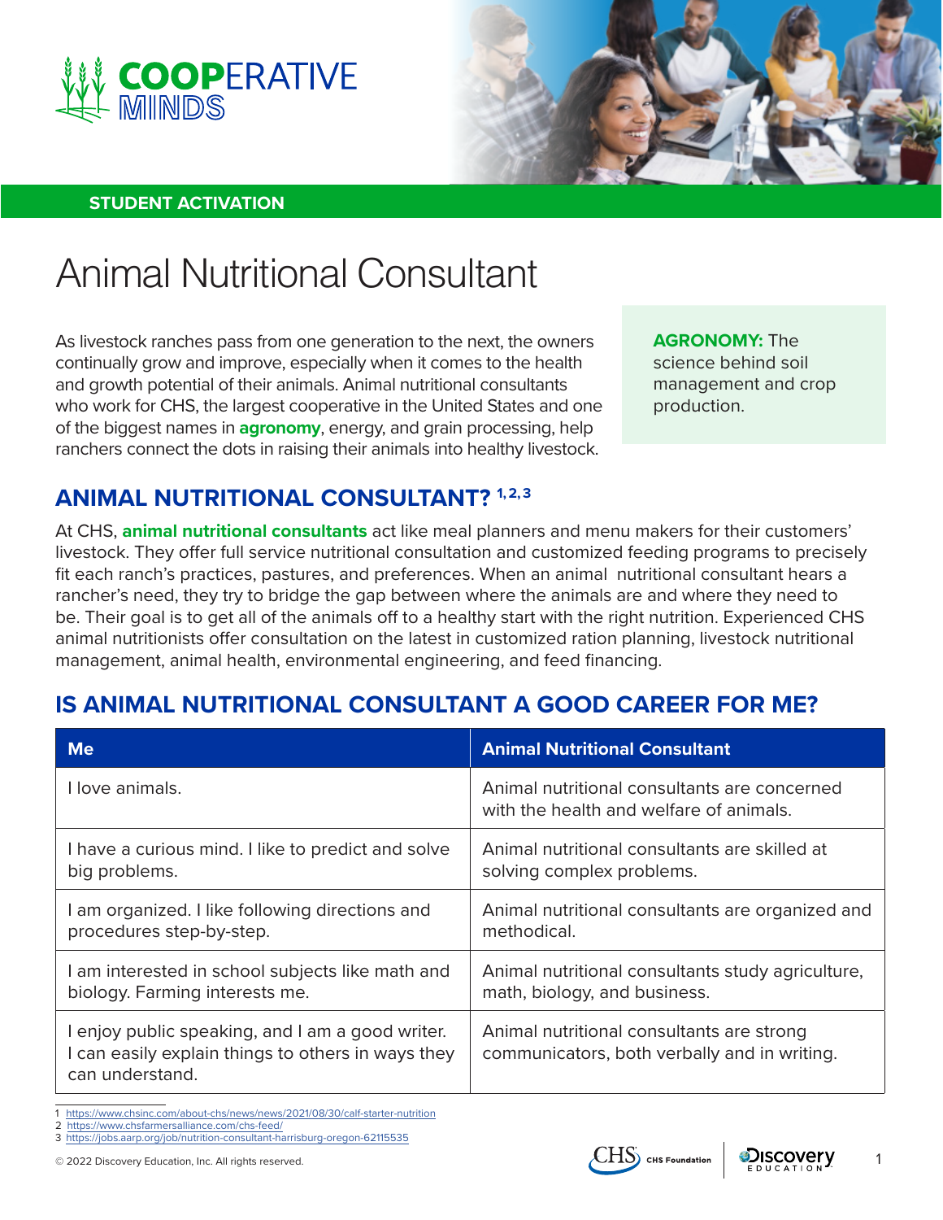COOPERATIVE MINDS

STUDENT ACTIVATION

# Animal Nutritional Consultant

As livestock ranches pass from one generation to the next, the owners continually grow and improve, especially when it comes to the health and growth potential of their animals. Animal nutritional consultants who work for CHS, the largest cooperative in the United States and one of the biggest names in **agronomy**, energy, and grain processing, help ranchers connect the dots in raising their animals into healthy livestock.

> **AGRONOMY:** The science behind soil management and crop production.

## ANIMAL NUTRITIONAL CONSULTANT? [1, 2, 3]

At CHS, **animal nutritional consultants** act like meal planners and menu makers for their customers' livestock. They offer full service nutritional consultation and customized feeding programs to precisely fit each ranch's practices, pastures, and preferences. When an animal nutritional consultant hears a rancher's need, they try to bridge the gap between where the animals are and where they need to be. Their goal is to get all of the animals off to a healthy start with the right nutrition. Experienced CHS animal nutritionists offer consultation on the latest in customized ration planning, livestock nutritional management, animal health, environmental engineering, and feed financing.

## IS ANIMAL NUTRITIONAL CONSULTANT A GOOD CAREER FOR ME?

| Me | Animal Nutritional Consultant |
|---|---|
| I love animals. | Animal nutritional consultants are concerned with the health and welfare of animals. |
| I have a curious mind. I like to predict and solve big problems. | Animal nutritional consultants are skilled at solving complex problems. |
| I am organized. I like following directions and procedures step-by-step. | Animal nutritional consultants are organized and methodical. |
| I am interested in school subjects like math and biology. Farming interests me. | Animal nutritional consultants study agriculture, math, biology, and business. |
| I enjoy public speaking, and I am a good writer. I can easily explain things to others in ways they can understand. | Animal nutritional consultants are strong communicators, both verbally and in writing. |

1 https://www.chsinc.com/about-chs/news/news/2021/08/30/calf-starter-nutrition
2 https://www.chsfarmersalliance.com/chs-feed/
3 https://jobs.aarp.org/job/nutrition-consultant-harrisburg-oregon-62115535

© 2022 Discovery Education, Inc. All rights reserved.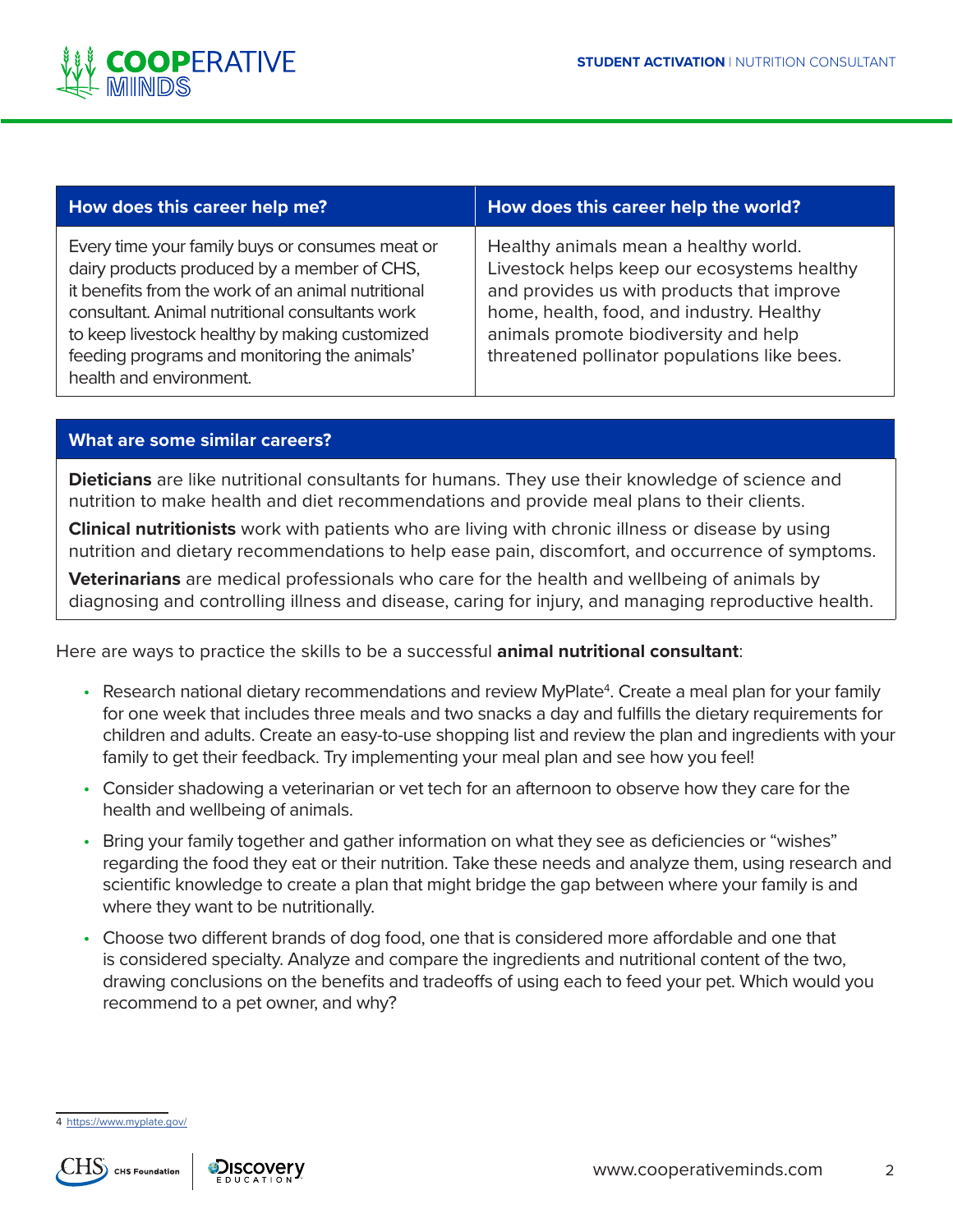| How does this career help me? | How does this career help the world? |
| --- | --- |
| Every time your family buys or consumes meat or dairy products produced by a member of CHS, it benefits from the work of an animal nutritional consultant. Animal nutritional consultants work to keep livestock healthy by making customized feeding programs and monitoring the animals' health and environment. | Healthy animals mean a healthy world. Livestock helps keep our ecosystems healthy and provides us with products that improve home, health, food, and industry. Healthy animals promote biodiversity and help threatened pollinator populations like bees. |

| What are some similar careers? |
| --- |
| **Dieticians** are like nutritional consultants for humans. They use their knowledge of science and nutrition to make health and diet recommendations and provide meal plans to their clients. |
| **Clinical nutritionists** work with patients who are living with chronic illness or disease by using nutrition and dietary recommendations to help ease pain, discomfort, and occurrence of symptoms. |
| **Veterinarians** are medical professionals who care for the health and wellbeing of animals by diagnosing and controlling illness and disease, caring for injury, and managing reproductive health. |

Here are ways to practice the skills to be a successful **animal nutritional consultant**:

- Research national dietary recommendations and review MyPlate[4]. Create a meal plan for your family for one week that includes three meals and two snacks a day and fulfills the dietary requirements for children and adults. Create an easy-to-use shopping list and review the plan and ingredients with your family to get their feedback. Try implementing your meal plan and see how you feel!
- Consider shadowing a veterinarian or vet tech for an afternoon to observe how they care for the health and wellbeing of animals.
- Bring your family together and gather information on what they see as deficiencies or "wishes" regarding the food they eat or their nutrition. Take these needs and analyze them, using research and scientific knowledge to create a plan that might bridge the gap between where your family is and where they want to be nutritionally.
- Choose two different brands of dog food, one that is considered more affordable and one that is considered specialty. Analyze and compare the ingredients and nutritional content of the two, drawing conclusions on the benefits and tradeoffs of using each to feed your pet. Which would you recommend to a pet owner, and why?

4 https://www.myplate.gov/